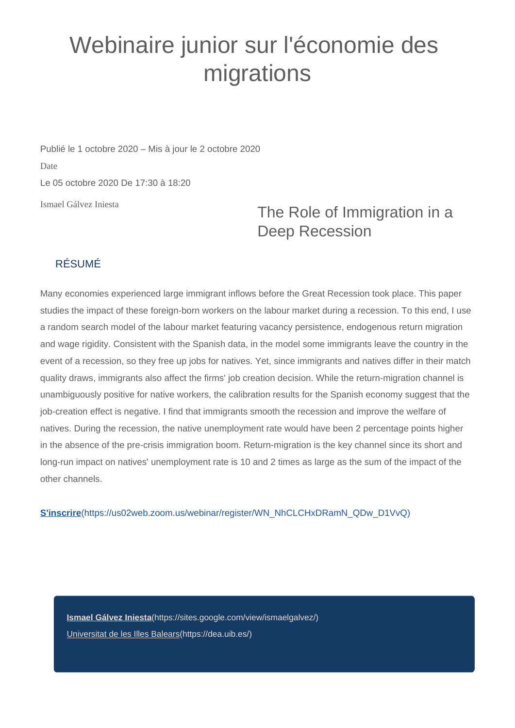# Webinaire junior sur l'économie des migrations

Publié le 1 octobre 2020 – Mis à jour le 2 octobre 2020

Date

Le 05 octobre 2020 De 17:30 à 18:20

Ismael Gálvez Iniesta

## The Role of Immigration in a Deep Recession

### RÉSUMÉ

Many economies experienced large immigrant inflows before the Great Recession took place. This paper studies the impact of these foreign-born workers on the labour market during a recession. To this end, I use a random search model of the labour market featuring vacancy persistence, endogenous return migration and wage rigidity. Consistent with the Spanish data, in the model some immigrants leave the country in the event of a recession, so they free up jobs for natives. Yet, since immigrants and natives differ in their match quality draws, immigrants also affect the firms' job creation decision. While the return-migration channel is unambiguously positive for native workers, the calibration results for the Spanish economy suggest that the job-creation effect is negative. I find that immigrants smooth the recession and improve the welfare of natives. During the recession, the native unemployment rate would have been 2 percentage points higher in the absence of the pre-crisis immigration boom. Return-migration is the key channel since its short and long-run impact on natives' unemployment rate is 10 and 2 times as large as the sum of the impact of the other channels.

**S'inscrire**(https://us02web.zoom.us/webinar/register/WN_NhCLCHxDRamN_QDw_D1VvQ)

**Ismael Gálvez Iniesta**(https://sites.google.com/view/ismaelgalvez/)

Universitat de les Illes Balears(https://dea.uib.es/)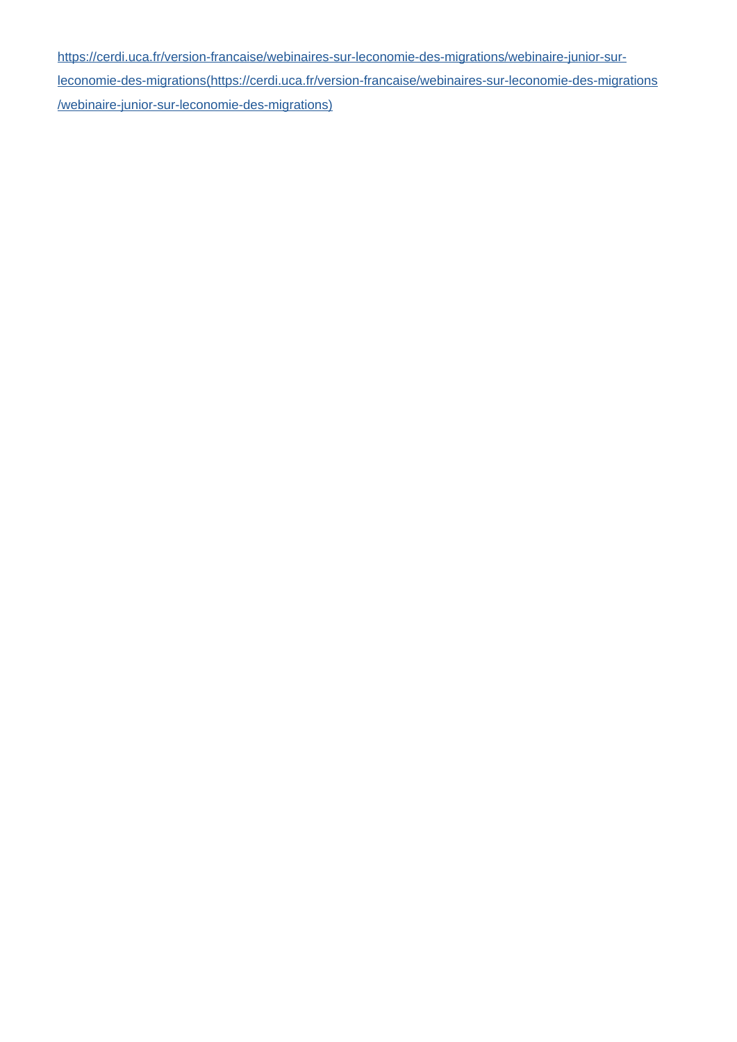https://cerdi.uca.fr/version-francaise/webinaires-sur-leconomie-des-migrations/webinaire-junior-sur-leconomie-des-migrations(https://cerdi.uca.fr/version-francaise/webinaires-sur-leconomie-des-migrations/webinaire-junior-sur-leconomie-des-migrations)